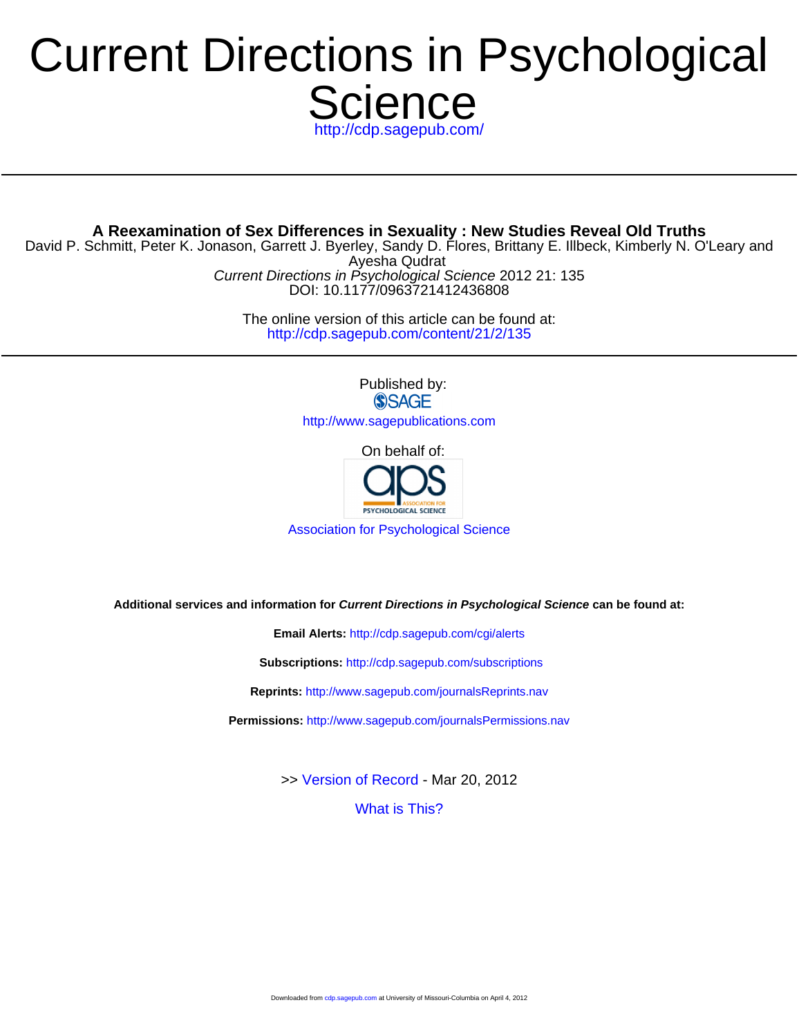# Current Directions in Psychological Science

http://cdp.sagepub.com/

---

**A Reexamination of Sex Differences in Sexuality : New Studies Reveal Old Truths**

David P. Schmitt, Peter K. Jonason, Garrett J. Byerley, Sandy D. Flores, Brittany E. Illbeck, Kimberly N. O'Leary and Ayesha Qudrat

*Current Directions in Psychological Science* 2012 21: 135

DOI: 10.1177/0963721412436808

The online version of this article can be found at:
http://cdp.sagepub.com/content/21/2/135

---

Published by:

SAGE

http://www.sagepublications.com

On behalf of:

aps ASSOCIATION FOR PSYCHOLOGICAL SCIENCE

Association for Psychological Science

**Additional services and information for *Current Directions in Psychological Science* can be found at:**

**Email Alerts:** http://cdp.sagepub.com/cgi/alerts

**Subscriptions:** http://cdp.sagepub.com/subscriptions

**Reprints:** http://www.sagepub.com/journalsReprints.nav

**Permissions:** http://www.sagepub.com/journalsPermissions.nav

>> Version of Record - Mar 20, 2012

What is This?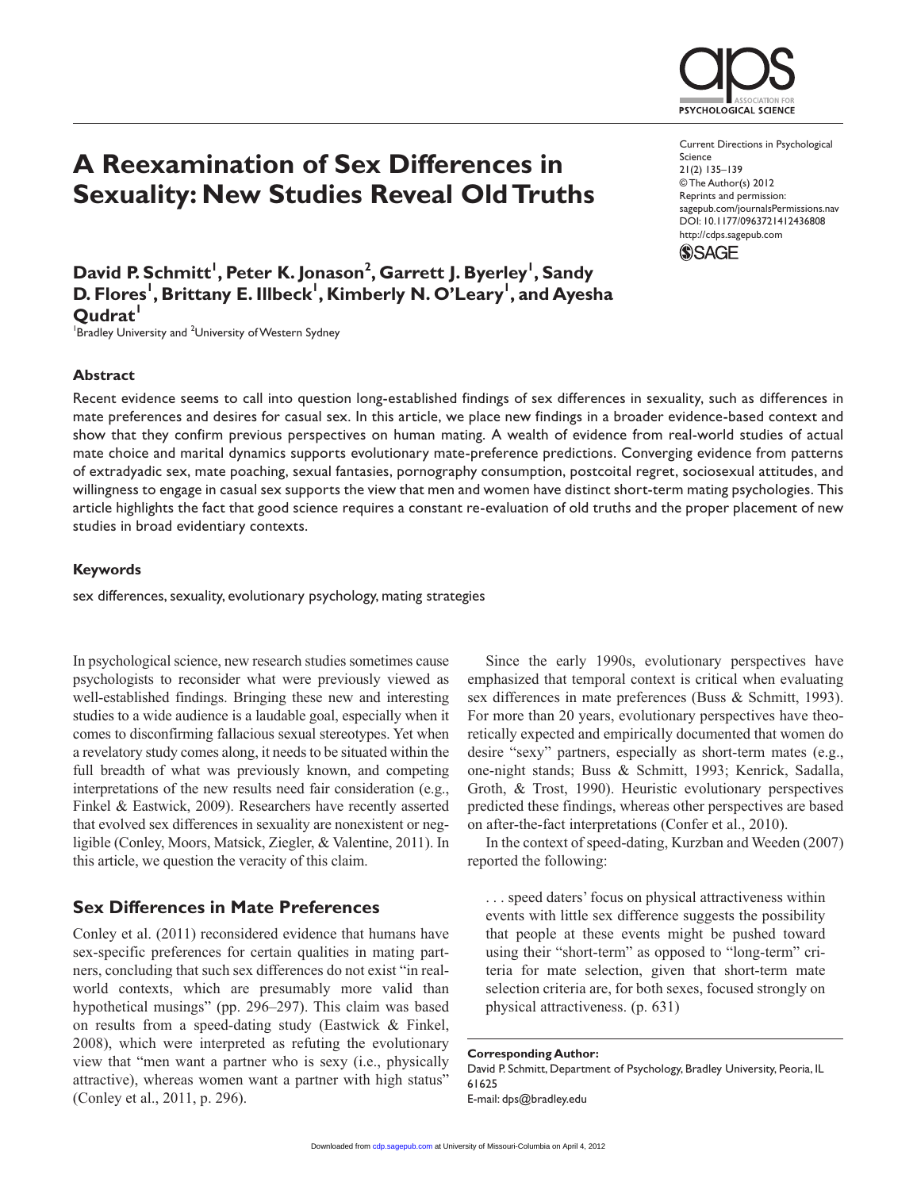# A Reexamination of Sex Differences in Sexuality: New Studies Reveal Old Truths

**David P. Schmitt[1], Peter K. Jonason[2], Garrett J. Byerley[1], Sandy D. Flores[1], Brittany E. Illbeck[1], Kimberly N. O'Leary[1], and Ayesha Qudrat[1]**

[1]Bradley University and [2]University of Western Sydney

Current Directions in Psychological Science
21(2) 135–139
© The Author(s) 2012
Reprints and permission: sagepub.com/journalsPermissions.nav
DOI: 10.1177/0963721412436808
http://cdps.sagepub.com

### Abstract

Recent evidence seems to call into question long-established findings of sex differences in sexuality, such as differences in mate preferences and desires for casual sex. In this article, we place new findings in a broader evidence-based context and show that they confirm previous perspectives on human mating. A wealth of evidence from real-world studies of actual mate choice and marital dynamics supports evolutionary mate-preference predictions. Converging evidence from patterns of extradyadic sex, mate poaching, sexual fantasies, pornography consumption, postcoital regret, sociosexual attitudes, and willingness to engage in casual sex supports the view that men and women have distinct short-term mating psychologies. This article highlights the fact that good science requires a constant re-evaluation of old truths and the proper placement of new studies in broad evidentiary contexts.

### Keywords

sex differences, sexuality, evolutionary psychology, mating strategies

In psychological science, new research studies sometimes cause psychologists to reconsider what were previously viewed as well-established findings. Bringing these new and interesting studies to a wide audience is a laudable goal, especially when it comes to disconfirming fallacious sexual stereotypes. Yet when a revelatory study comes along, it needs to be situated within the full breadth of what was previously known, and competing interpretations of the new results need fair consideration (e.g., Finkel & Eastwick, 2009). Researchers have recently asserted that evolved sex differences in sexuality are nonexistent or negligible (Conley, Moors, Matsick, Ziegler, & Valentine, 2011). In this article, we question the veracity of this claim.

## Sex Differences in Mate Preferences

Conley et al. (2011) reconsidered evidence that humans have sex-specific preferences for certain qualities in mating partners, concluding that such sex differences do not exist "in real-world contexts, which are presumably more valid than hypothetical musings" (pp. 296–297). This claim was based on results from a speed-dating study (Eastwick & Finkel, 2008), which were interpreted as refuting the evolutionary view that "men want a partner who is sexy (i.e., physically attractive), whereas women want a partner with high status" (Conley et al., 2011, p. 296).

Since the early 1990s, evolutionary perspectives have emphasized that temporal context is critical when evaluating sex differences in mate preferences (Buss & Schmitt, 1993). For more than 20 years, evolutionary perspectives have theoretically expected and empirically documented that women do desire "sexy" partners, especially as short-term mates (e.g., one-night stands; Buss & Schmitt, 1993; Kenrick, Sadalla, Groth, & Trost, 1990). Heuristic evolutionary perspectives predicted these findings, whereas other perspectives are based on after-the-fact interpretations (Confer et al., 2010).

In the context of speed-dating, Kurzban and Weeden (2007) reported the following:

> . . . speed daters' focus on physical attractiveness within events with little sex difference suggests the possibility that people at these events might be pushed toward using their "short-term" as opposed to "long-term" criteria for mate selection, given that short-term mate selection criteria are, for both sexes, focused strongly on physical attractiveness. (p. 631)

**Corresponding Author:**
David P. Schmitt, Department of Psychology, Bradley University, Peoria, IL 61625
E-mail: dps@bradley.edu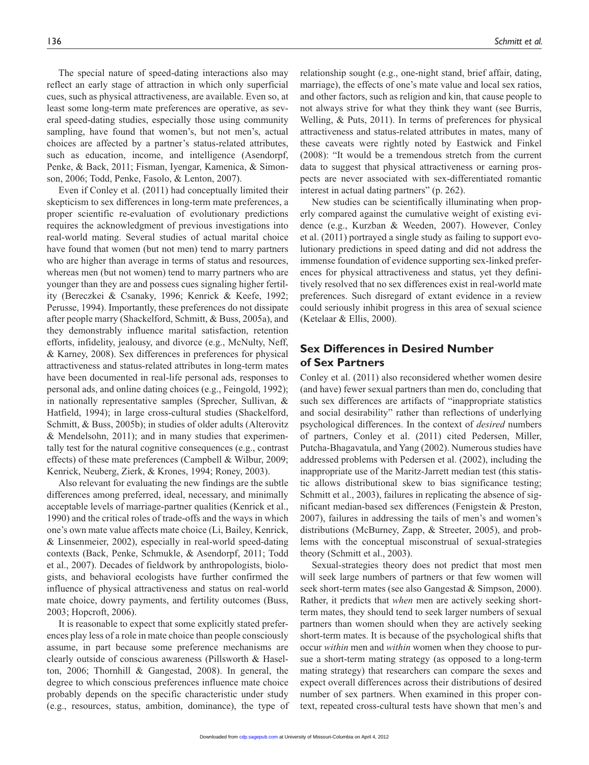The special nature of speed-dating interactions also may reflect an early stage of attraction in which only superficial cues, such as physical attractiveness, are available. Even so, at least some long-term mate preferences are operative, as several speed-dating studies, especially those using community sampling, have found that women's, but not men's, actual choices are affected by a partner's status-related attributes, such as education, income, and intelligence (Asendorpf, Penke, & Back, 2011; Fisman, Iyengar, Kamenica, & Simonson, 2006; Todd, Penke, Fasolo, & Lenton, 2007).

Even if Conley et al. (2011) had conceptually limited their skepticism to sex differences in long-term mate preferences, a proper scientific re-evaluation of evolutionary predictions requires the acknowledgment of previous investigations into real-world mating. Several studies of actual marital choice have found that women (but not men) tend to marry partners who are higher than average in terms of status and resources, whereas men (but not women) tend to marry partners who are younger than they are and possess cues signaling higher fertility (Bereczkei & Csanaky, 1996; Kenrick & Keefe, 1992; Perusse, 1994). Importantly, these preferences do not dissipate after people marry (Shackelford, Schmitt, & Buss, 2005a), and they demonstrably influence marital satisfaction, retention efforts, infidelity, jealousy, and divorce (e.g., McNulty, Neff, & Karney, 2008). Sex differences in preferences for physical attractiveness and status-related attributes in long-term mates have been documented in real-life personal ads, responses to personal ads, and online dating choices (e.g., Feingold, 1992); in nationally representative samples (Sprecher, Sullivan, & Hatfield, 1994); in large cross-cultural studies (Shackelford, Schmitt, & Buss, 2005b); in studies of older adults (Alterovitz & Mendelsohn, 2011); and in many studies that experimentally test for the natural cognitive consequences (e.g., contrast effects) of these mate preferences (Campbell & Wilbur, 2009; Kenrick, Neuberg, Zierk, & Krones, 1994; Roney, 2003).

Also relevant for evaluating the new findings are the subtle differences among preferred, ideal, necessary, and minimally acceptable levels of marriage-partner qualities (Kenrick et al., 1990) and the critical roles of trade-offs and the ways in which one's own mate value affects mate choice (Li, Bailey, Kenrick, & Linsenmeier, 2002), especially in real-world speed-dating contexts (Back, Penke, Schmukle, & Asendorpf, 2011; Todd et al., 2007). Decades of fieldwork by anthropologists, biologists, and behavioral ecologists have further confirmed the influence of physical attractiveness and status on real-world mate choice, dowry payments, and fertility outcomes (Buss, 2003; Hopcroft, 2006).

It is reasonable to expect that some explicitly stated preferences play less of a role in mate choice than people consciously assume, in part because some preference mechanisms are clearly outside of conscious awareness (Pillsworth & Haselton, 2006; Thornhill & Gangestad, 2008). In general, the degree to which conscious preferences influence mate choice probably depends on the specific characteristic under study (e.g., resources, status, ambition, dominance), the type of relationship sought (e.g., one-night stand, brief affair, dating, marriage), the effects of one's mate value and local sex ratios, and other factors, such as religion and kin, that cause people to not always strive for what they think they want (see Burris, Welling, & Puts, 2011). In terms of preferences for physical attractiveness and status-related attributes in mates, many of these caveats were rightly noted by Eastwick and Finkel (2008): "It would be a tremendous stretch from the current data to suggest that physical attractiveness or earning prospects are never associated with sex-differentiated romantic interest in actual dating partners" (p. 262).

New studies can be scientifically illuminating when properly compared against the cumulative weight of existing evidence (e.g., Kurzban & Weeden, 2007). However, Conley et al. (2011) portrayed a single study as failing to support evolutionary predictions in speed dating and did not address the immense foundation of evidence supporting sex-linked preferences for physical attractiveness and status, yet they definitively resolved that no sex differences exist in real-world mate preferences. Such disregard of extant evidence in a review could seriously inhibit progress in this area of sexual science (Ketelaar & Ellis, 2000).

## Sex Differences in Desired Number of Sex Partners

Conley et al. (2011) also reconsidered whether women desire (and have) fewer sexual partners than men do, concluding that such sex differences are artifacts of "inappropriate statistics and social desirability" rather than reflections of underlying psychological differences. In the context of *desired* numbers of partners, Conley et al. (2011) cited Pedersen, Miller, Putcha-Bhagavatula, and Yang (2002). Numerous studies have addressed problems with Pedersen et al. (2002), including the inappropriate use of the Maritz-Jarrett median test (this statistic allows distributional skew to bias significance testing; Schmitt et al., 2003), failures in replicating the absence of significant median-based sex differences (Fenigstein & Preston, 2007), failures in addressing the tails of men's and women's distributions (McBurney, Zapp, & Streeter, 2005), and problems with the conceptual misconstrual of sexual-strategies theory (Schmitt et al., 2003).

Sexual-strategies theory does not predict that most men will seek large numbers of partners or that few women will seek short-term mates (see also Gangestad & Simpson, 2000). Rather, it predicts that *when* men are actively seeking short-term mates, they should tend to seek larger numbers of sexual partners than women should when they are actively seeking short-term mates. It is because of the psychological shifts that occur *within* men and *within* women when they choose to pursue a short-term mating strategy (as opposed to a long-term mating strategy) that researchers can compare the sexes and expect overall differences across their distributions of desired number of sex partners. When examined in this proper context, repeated cross-cultural tests have shown that men's and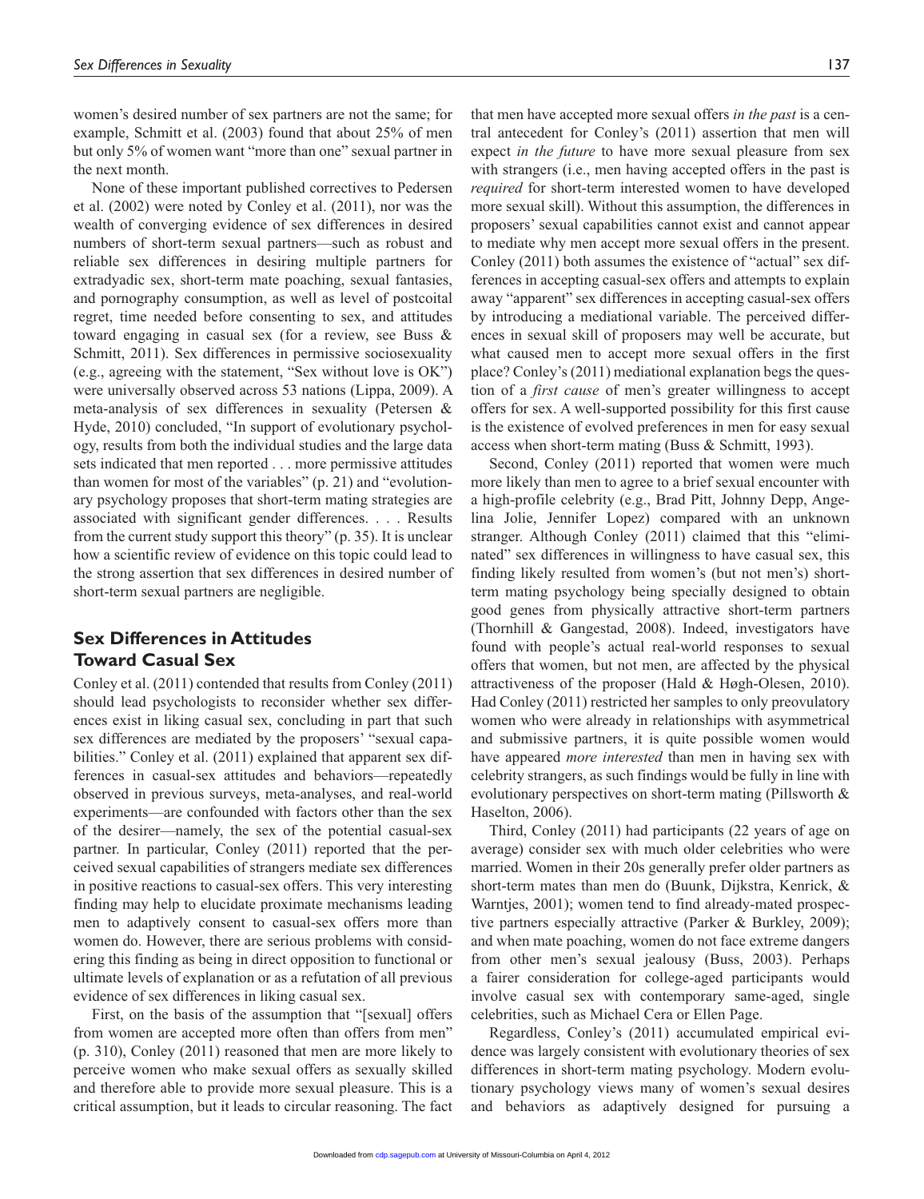women's desired number of sex partners are not the same; for example, Schmitt et al. (2003) found that about 25% of men but only 5% of women want "more than one" sexual partner in the next month.

None of these important published correctives to Pedersen et al. (2002) were noted by Conley et al. (2011), nor was the wealth of converging evidence of sex differences in desired numbers of short-term sexual partners—such as robust and reliable sex differences in desiring multiple partners for extradyadic sex, short-term mate poaching, sexual fantasies, and pornography consumption, as well as level of postcoital regret, time needed before consenting to sex, and attitudes toward engaging in casual sex (for a review, see Buss & Schmitt, 2011). Sex differences in permissive sociosexuality (e.g., agreeing with the statement, "Sex without love is OK") were universally observed across 53 nations (Lippa, 2009). A meta-analysis of sex differences in sexuality (Petersen & Hyde, 2010) concluded, "In support of evolutionary psychology, results from both the individual studies and the large data sets indicated that men reported . . . more permissive attitudes than women for most of the variables" (p. 21) and "evolutionary psychology proposes that short-term mating strategies are associated with significant gender differences. . . . Results from the current study support this theory" (p. 35). It is unclear how a scientific review of evidence on this topic could lead to the strong assertion that sex differences in desired number of short-term sexual partners are negligible.

## Sex Differences in Attitudes Toward Casual Sex

Conley et al. (2011) contended that results from Conley (2011) should lead psychologists to reconsider whether sex differences exist in liking casual sex, concluding in part that such sex differences are mediated by the proposers' "sexual capabilities." Conley et al. (2011) explained that apparent sex differences in casual-sex attitudes and behaviors—repeatedly observed in previous surveys, meta-analyses, and real-world experiments—are confounded with factors other than the sex of the desirer—namely, the sex of the potential casual-sex partner. In particular, Conley (2011) reported that the perceived sexual capabilities of strangers mediate sex differences in positive reactions to casual-sex offers. This very interesting finding may help to elucidate proximate mechanisms leading men to adaptively consent to casual-sex offers more than women do. However, there are serious problems with considering this finding as being in direct opposition to functional or ultimate levels of explanation or as a refutation of all previous evidence of sex differences in liking casual sex.

First, on the basis of the assumption that "[sexual] offers from women are accepted more often than offers from men" (p. 310), Conley (2011) reasoned that men are more likely to perceive women who make sexual offers as sexually skilled and therefore able to provide more sexual pleasure. This is a critical assumption, but it leads to circular reasoning. The fact that men have accepted more sexual offers *in the past* is a central antecedent for Conley's (2011) assertion that men will expect *in the future* to have more sexual pleasure from sex with strangers (i.e., men having accepted offers in the past is *required* for short-term interested women to have developed more sexual skill). Without this assumption, the differences in proposers' sexual capabilities cannot exist and cannot appear to mediate why men accept more sexual offers in the present. Conley (2011) both assumes the existence of "actual" sex differences in accepting casual-sex offers and attempts to explain away "apparent" sex differences in accepting casual-sex offers by introducing a mediational variable. The perceived differences in sexual skill of proposers may well be accurate, but what caused men to accept more sexual offers in the first place? Conley's (2011) mediational explanation begs the question of a *first cause* of men's greater willingness to accept offers for sex. A well-supported possibility for this first cause is the existence of evolved preferences in men for easy sexual access when short-term mating (Buss & Schmitt, 1993).

Second, Conley (2011) reported that women were much more likely than men to agree to a brief sexual encounter with a high-profile celebrity (e.g., Brad Pitt, Johnny Depp, Angelina Jolie, Jennifer Lopez) compared with an unknown stranger. Although Conley (2011) claimed that this "eliminated" sex differences in willingness to have casual sex, this finding likely resulted from women's (but not men's) short-term mating psychology being specially designed to obtain good genes from physically attractive short-term partners (Thornhill & Gangestad, 2008). Indeed, investigators have found with people's actual real-world responses to sexual offers that women, but not men, are affected by the physical attractiveness of the proposer (Hald & Høgh-Olesen, 2010). Had Conley (2011) restricted her samples to only preovulatory women who were already in relationships with asymmetrical and submissive partners, it is quite possible women would have appeared *more interested* than men in having sex with celebrity strangers, as such findings would be fully in line with evolutionary perspectives on short-term mating (Pillsworth & Haselton, 2006).

Third, Conley (2011) had participants (22 years of age on average) consider sex with much older celebrities who were married. Women in their 20s generally prefer older partners as short-term mates than men do (Buunk, Dijkstra, Kenrick, & Warntjes, 2001); women tend to find already-mated prospective partners especially attractive (Parker & Burkley, 2009); and when mate poaching, women do not face extreme dangers from other men's sexual jealousy (Buss, 2003). Perhaps a fairer consideration for college-aged participants would involve casual sex with contemporary same-aged, single celebrities, such as Michael Cera or Ellen Page.

Regardless, Conley's (2011) accumulated empirical evidence was largely consistent with evolutionary theories of sex differences in short-term mating psychology. Modern evolutionary psychology views many of women's sexual desires and behaviors as adaptively designed for pursuing a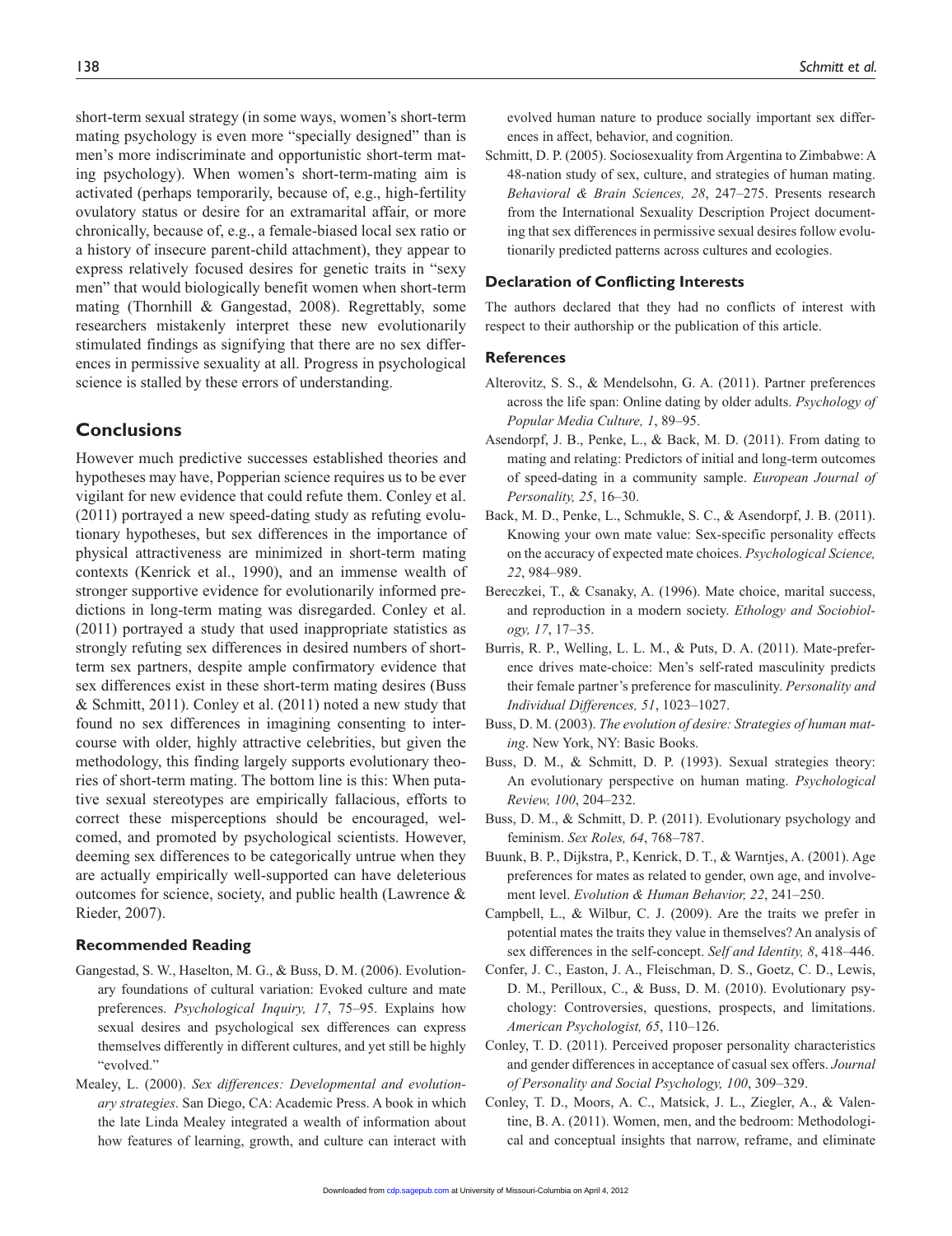short-term sexual strategy (in some ways, women's short-term mating psychology is even more "specially designed" than is men's more indiscriminate and opportunistic short-term mating psychology). When women's short-term-mating aim is activated (perhaps temporarily, because of, e.g., high-fertility ovulatory status or desire for an extramarital affair, or more chronically, because of, e.g., a female-biased local sex ratio or a history of insecure parent-child attachment), they appear to express relatively focused desires for genetic traits in "sexy men" that would biologically benefit women when short-term mating (Thornhill & Gangestad, 2008). Regrettably, some researchers mistakenly interpret these new evolutionarily stimulated findings as signifying that there are no sex differences in permissive sexuality at all. Progress in psychological science is stalled by these errors of understanding.

## Conclusions

However much predictive successes established theories and hypotheses may have, Popperian science requires us to be ever vigilant for new evidence that could refute them. Conley et al. (2011) portrayed a new speed-dating study as refuting evolutionary hypotheses, but sex differences in the importance of physical attractiveness are minimized in short-term mating contexts (Kenrick et al., 1990), and an immense wealth of stronger supportive evidence for evolutionarily informed predictions in long-term mating was disregarded. Conley et al. (2011) portrayed a study that used inappropriate statistics as strongly refuting sex differences in desired numbers of short-term sex partners, despite ample confirmatory evidence that sex differences exist in these short-term mating desires (Buss & Schmitt, 2011). Conley et al. (2011) noted a new study that found no sex differences in imagining consenting to intercourse with older, highly attractive celebrities, but given the methodology, this finding largely supports evolutionary theories of short-term mating. The bottom line is this: When putative sexual stereotypes are empirically fallacious, efforts to correct these misperceptions should be encouraged, welcomed, and promoted by psychological scientists. However, deeming sex differences to be categorically untrue when they are actually empirically well-supported can have deleterious outcomes for science, society, and public health (Lawrence & Rieder, 2007).

### Recommended Reading

Gangestad, S. W., Haselton, M. G., & Buss, D. M. (2006). Evolutionary foundations of cultural variation: Evoked culture and mate preferences. *Psychological Inquiry, 17*, 75–95. Explains how sexual desires and psychological sex differences can express themselves differently in different cultures, and yet still be highly "evolved."

Mealey, L. (2000). *Sex differences: Developmental and evolutionary strategies*. San Diego, CA: Academic Press. A book in which the late Linda Mealey integrated a wealth of information about how features of learning, growth, and culture can interact with evolved human nature to produce socially important sex differences in affect, behavior, and cognition.

Schmitt, D. P. (2005). Sociosexuality from Argentina to Zimbabwe: A 48-nation study of sex, culture, and strategies of human mating. *Behavioral & Brain Sciences, 28*, 247–275. Presents research from the International Sexuality Description Project documenting that sex differences in permissive sexual desires follow evolutionarily predicted patterns across cultures and ecologies.

### Declaration of Conflicting Interests

The authors declared that they had no conflicts of interest with respect to their authorship or the publication of this article.

### References

Alterovitz, S. S., & Mendelsohn, G. A. (2011). Partner preferences across the life span: Online dating by older adults. *Psychology of Popular Media Culture, 1*, 89–95.

Asendorpf, J. B., Penke, L., & Back, M. D. (2011). From dating to mating and relating: Predictors of initial and long-term outcomes of speed-dating in a community sample. *European Journal of Personality, 25*, 16–30.

Back, M. D., Penke, L., Schmukle, S. C., & Asendorpf, J. B. (2011). Knowing your own mate value: Sex-specific personality effects on the accuracy of expected mate choices. *Psychological Science, 22*, 984–989.

Bereczkei, T., & Csanaky, A. (1996). Mate choice, marital success, and reproduction in a modern society. *Ethology and Sociobiology, 17*, 17–35.

Burris, R. P., Welling, L. L. M., & Puts, D. A. (2011). Mate-preference drives mate-choice: Men's self-rated masculinity predicts their female partner's preference for masculinity. *Personality and Individual Differences, 51*, 1023–1027.

Buss, D. M. (2003). *The evolution of desire: Strategies of human mating*. New York, NY: Basic Books.

Buss, D. M., & Schmitt, D. P. (1993). Sexual strategies theory: An evolutionary perspective on human mating. *Psychological Review, 100*, 204–232.

Buss, D. M., & Schmitt, D. P. (2011). Evolutionary psychology and feminism. *Sex Roles, 64*, 768–787.

Buunk, B. P., Dijkstra, P., Kenrick, D. T., & Warntjes, A. (2001). Age preferences for mates as related to gender, own age, and involvement level. *Evolution & Human Behavior, 22*, 241–250.

Campbell, L., & Wilbur, C. J. (2009). Are the traits we prefer in potential mates the traits they value in themselves? An analysis of sex differences in the self-concept. *Self and Identity, 8*, 418–446.

Confer, J. C., Easton, J. A., Fleischman, D. S., Goetz, C. D., Lewis, D. M., Perilloux, C., & Buss, D. M. (2010). Evolutionary psychology: Controversies, questions, prospects, and limitations. *American Psychologist, 65*, 110–126.

Conley, T. D. (2011). Perceived proposer personality characteristics and gender differences in acceptance of casual sex offers. *Journal of Personality and Social Psychology, 100*, 309–329.

Conley, T. D., Moors, A. C., Matsick, J. L., Ziegler, A., & Valentine, B. A. (2011). Women, men, and the bedroom: Methodological and conceptual insights that narrow, reframe, and eliminate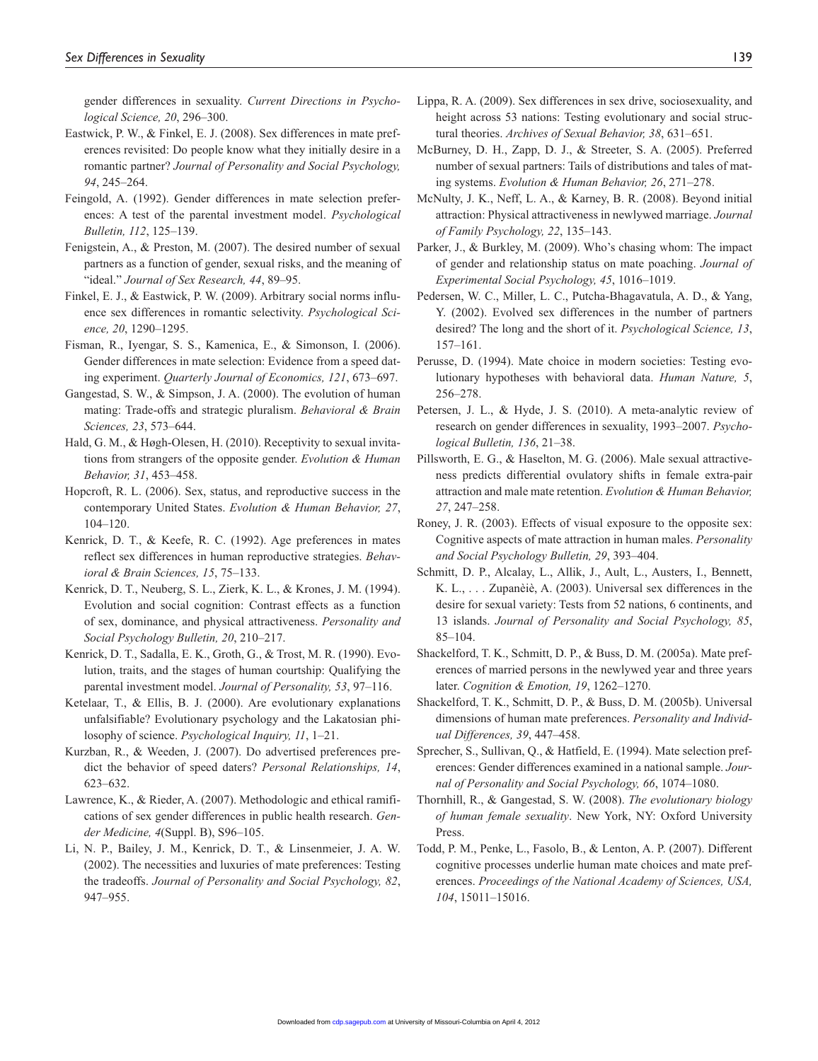gender differences in sexuality. *Current Directions in Psychological Science, 20*, 296–300.

Eastwick, P. W., & Finkel, E. J. (2008). Sex differences in mate preferences revisited: Do people know what they initially desire in a romantic partner? *Journal of Personality and Social Psychology, 94*, 245–264.

Feingold, A. (1992). Gender differences in mate selection preferences: A test of the parental investment model. *Psychological Bulletin, 112*, 125–139.

Fenigstein, A., & Preston, M. (2007). The desired number of sexual partners as a function of gender, sexual risks, and the meaning of "ideal." *Journal of Sex Research, 44*, 89–95.

Finkel, E. J., & Eastwick, P. W. (2009). Arbitrary social norms influence sex differences in romantic selectivity. *Psychological Science, 20*, 1290–1295.

Fisman, R., Iyengar, S. S., Kamenica, E., & Simonson, I. (2006). Gender differences in mate selection: Evidence from a speed dating experiment. *Quarterly Journal of Economics, 121*, 673–697.

Gangestad, S. W., & Simpson, J. A. (2000). The evolution of human mating: Trade-offs and strategic pluralism. *Behavioral & Brain Sciences, 23*, 573–644.

Hald, G. M., & Høgh-Olesen, H. (2010). Receptivity to sexual invitations from strangers of the opposite gender. *Evolution & Human Behavior, 31*, 453–458.

Hopcroft, R. L. (2006). Sex, status, and reproductive success in the contemporary United States. *Evolution & Human Behavior, 27*, 104–120.

Kenrick, D. T., & Keefe, R. C. (1992). Age preferences in mates reflect sex differences in human reproductive strategies. *Behavioral & Brain Sciences, 15*, 75–133.

Kenrick, D. T., Neuberg, S. L., Zierk, K. L., & Krones, J. M. (1994). Evolution and social cognition: Contrast effects as a function of sex, dominance, and physical attractiveness. *Personality and Social Psychology Bulletin, 20*, 210–217.

Kenrick, D. T., Sadalla, E. K., Groth, G., & Trost, M. R. (1990). Evolution, traits, and the stages of human courtship: Qualifying the parental investment model. *Journal of Personality, 53*, 97–116.

Ketelaar, T., & Ellis, B. J. (2000). Are evolutionary explanations unfalsifiable? Evolutionary psychology and the Lakatosian philosophy of science. *Psychological Inquiry, 11*, 1–21.

Kurzban, R., & Weeden, J. (2007). Do advertised preferences predict the behavior of speed daters? *Personal Relationships, 14*, 623–632.

Lawrence, K., & Rieder, A. (2007). Methodologic and ethical ramifications of sex gender differences in public health research. *Gender Medicine, 4*(Suppl. B), S96–105.

Li, N. P., Bailey, J. M., Kenrick, D. T., & Linsenmeier, J. A. W. (2002). The necessities and luxuries of mate preferences: Testing the tradeoffs. *Journal of Personality and Social Psychology, 82*, 947–955.

Lippa, R. A. (2009). Sex differences in sex drive, sociosexuality, and height across 53 nations: Testing evolutionary and social structural theories. *Archives of Sexual Behavior, 38*, 631–651.

McBurney, D. H., Zapp, D. J., & Streeter, S. A. (2005). Preferred number of sexual partners: Tails of distributions and tales of mating systems. *Evolution & Human Behavior, 26*, 271–278.

McNulty, J. K., Neff, L. A., & Karney, B. R. (2008). Beyond initial attraction: Physical attractiveness in newlywed marriage. *Journal of Family Psychology, 22*, 135–143.

Parker, J., & Burkley, M. (2009). Who's chasing whom: The impact of gender and relationship status on mate poaching. *Journal of Experimental Social Psychology, 45*, 1016–1019.

Pedersen, W. C., Miller, L. C., Putcha-Bhagavatula, A. D., & Yang, Y. (2002). Evolved sex differences in the number of partners desired? The long and the short of it. *Psychological Science, 13*, 157–161.

Perusse, D. (1994). Mate choice in modern societies: Testing evolutionary hypotheses with behavioral data. *Human Nature, 5*, 256–278.

Petersen, J. L., & Hyde, J. S. (2010). A meta-analytic review of research on gender differences in sexuality, 1993–2007. *Psychological Bulletin, 136*, 21–38.

Pillsworth, E. G., & Haselton, M. G. (2006). Male sexual attractiveness predicts differential ovulatory shifts in female extra-pair attraction and male mate retention. *Evolution & Human Behavior, 27*, 247–258.

Roney, J. R. (2003). Effects of visual exposure to the opposite sex: Cognitive aspects of mate attraction in human males. *Personality and Social Psychology Bulletin, 29*, 393–404.

Schmitt, D. P., Alcalay, L., Allik, J., Ault, L., Austers, I., Bennett, K. L., . . . Zupanèiè, A. (2003). Universal sex differences in the desire for sexual variety: Tests from 52 nations, 6 continents, and 13 islands. *Journal of Personality and Social Psychology, 85*, 85–104.

Shackelford, T. K., Schmitt, D. P., & Buss, D. M. (2005a). Mate preferences of married persons in the newlywed year and three years later. *Cognition & Emotion, 19*, 1262–1270.

Shackelford, T. K., Schmitt, D. P., & Buss, D. M. (2005b). Universal dimensions of human mate preferences. *Personality and Individual Differences, 39*, 447–458.

Sprecher, S., Sullivan, Q., & Hatfield, E. (1994). Mate selection preferences: Gender differences examined in a national sample. *Journal of Personality and Social Psychology, 66*, 1074–1080.

Thornhill, R., & Gangestad, S. W. (2008). *The evolutionary biology of human female sexuality*. New York, NY: Oxford University Press.

Todd, P. M., Penke, L., Fasolo, B., & Lenton, A. P. (2007). Different cognitive processes underlie human mate choices and mate preferences. *Proceedings of the National Academy of Sciences, USA, 104*, 15011–15016.